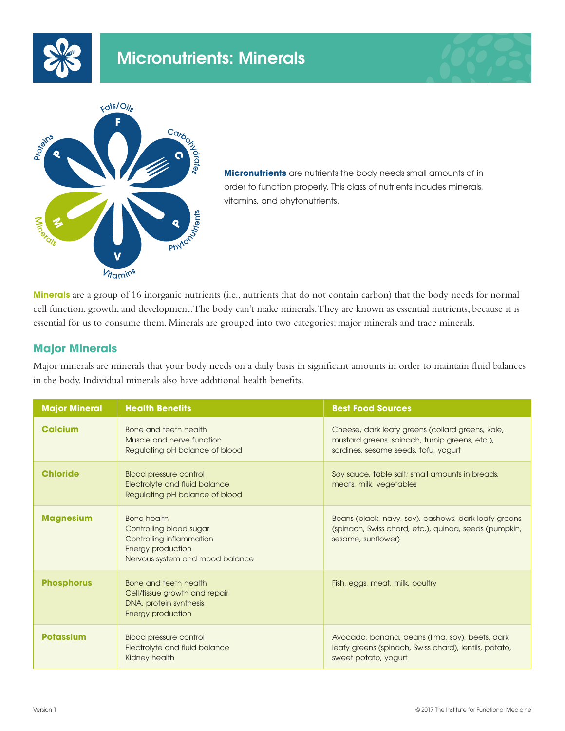# Micronutrients: Minerals

**Micronutrients** are nutrients the body needs small amounts of in order to function properly. This class of nutrients incudes minerals, vitamins, and phytonutrients.

**Minerals** are a group of 16 inorganic nutrients (i.e., nutrients that do not contain carbon) that the body needs for normal cell function, growth, and development. The body can't make minerals. They are known as essential nutrients, because it is essential for us to consume them. Minerals are grouped into two categories: major minerals and trace minerals.

## Major Minerals

Major minerals are minerals that your body needs on a daily basis in significant amounts in order to maintain fluid balances in the body. Individual minerals also have additional health benefits.

| Major Mineral | Health Benefits | Best Food Sources |
| --- | --- | --- |
| **Calcium** | Bone and teeth health<br>Muscle and nerve function<br>Regulating pH balance of blood | Cheese, dark leafy greens (collard greens, kale, mustard greens, spinach, turnip greens, etc.), sardines, sesame seeds, tofu, yogurt |
| **Chloride** | Blood pressure control<br>Electrolyte and fluid balance<br>Regulating pH balance of blood | Soy sauce, table salt; small amounts in breads, meats, milk, vegetables |
| **Magnesium** | Bone health<br>Controlling blood sugar<br>Controlling inflammation<br>Energy production<br>Nervous system and mood balance | Beans (black, navy, soy), cashews, dark leafy greens (spinach, Swiss chard, etc.), quinoa, seeds (pumpkin, sesame, sunflower) |
| **Phosphorus** | Bone and teeth health<br>Cell/tissue growth and repair<br>DNA, protein synthesis<br>Energy production | Fish, eggs, meat, milk, poultry |
| **Potassium** | Blood pressure control<br>Electrolyte and fluid balance<br>Kidney health | Avocado, banana, beans (lima, soy), beets, dark leafy greens (spinach, Swiss chard), lentils, potato, sweet potato, yogurt |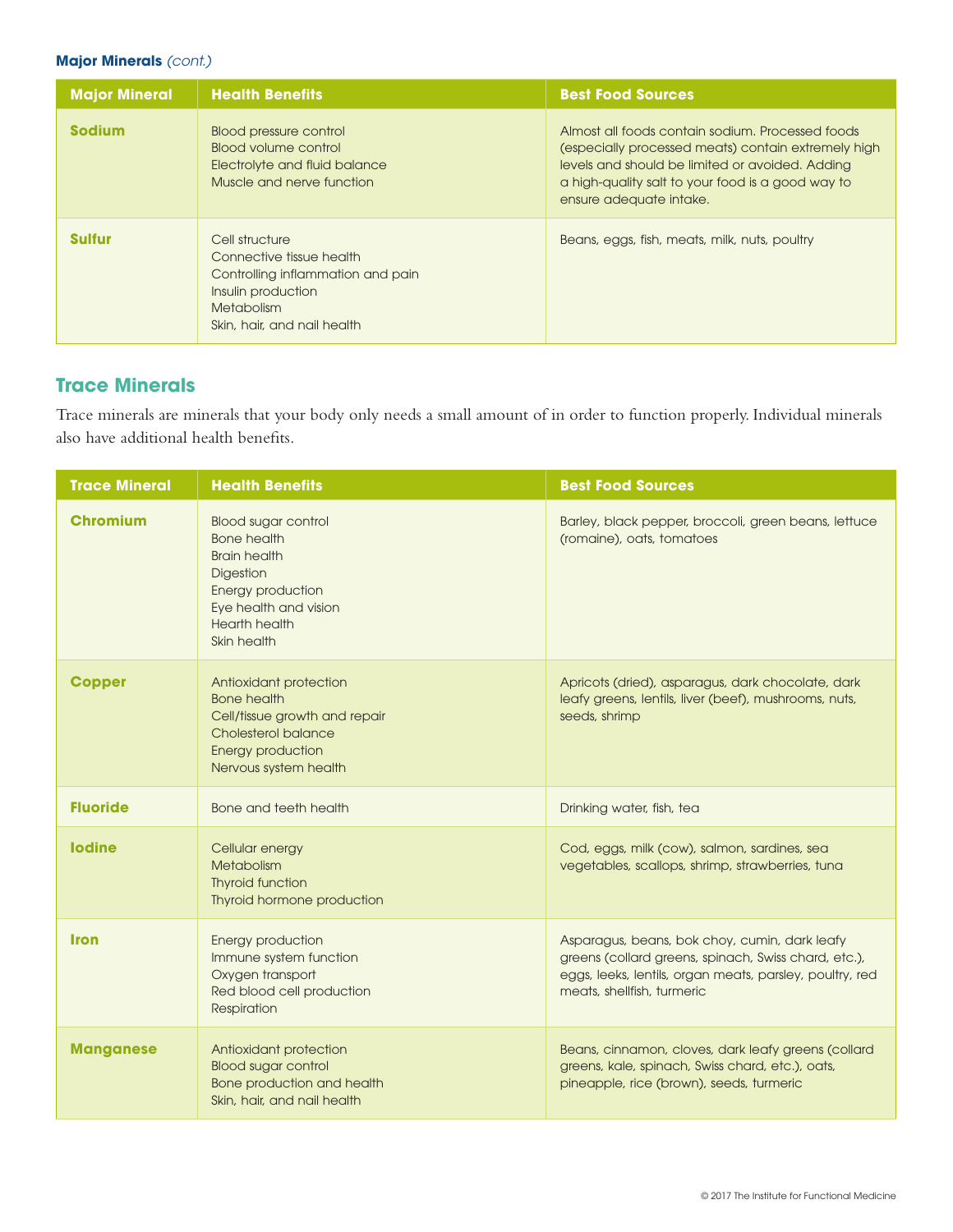**Major Minerals** *(cont.)*

| Major Mineral | Health Benefits | Best Food Sources |
| --- | --- | --- |
| **Sodium** | Blood pressure control<br>Blood volume control<br>Electrolyte and fluid balance<br>Muscle and nerve function | Almost all foods contain sodium. Processed foods (especially processed meats) contain extremely high levels and should be limited or avoided. Adding a high-quality salt to your food is a good way to ensure adequate intake. |
| **Sulfur** | Cell structure<br>Connective tissue health<br>Controlling inflammation and pain<br>Insulin production<br>Metabolism<br>Skin, hair, and nail health | Beans, eggs, fish, meats, milk, nuts, poultry |

## Trace Minerals

Trace minerals are minerals that your body only needs a small amount of in order to function properly. Individual minerals also have additional health benefits.

| Trace Mineral | Health Benefits | Best Food Sources |
| --- | --- | --- |
| **Chromium** | Blood sugar control<br>Bone health<br>Brain health<br>Digestion<br>Energy production<br>Eye health and vision<br>Hearth health<br>Skin health | Barley, black pepper, broccoli, green beans, lettuce (romaine), oats, tomatoes |
| **Copper** | Antioxidant protection<br>Bone health<br>Cell/tissue growth and repair<br>Cholesterol balance<br>Energy production<br>Nervous system health | Apricots (dried), asparagus, dark chocolate, dark leafy greens, lentils, liver (beef), mushrooms, nuts, seeds, shrimp |
| **Fluoride** | Bone and teeth health | Drinking water, fish, tea |
| **Iodine** | Cellular energy<br>Metabolism<br>Thyroid function<br>Thyroid hormone production | Cod, eggs, milk (cow), salmon, sardines, sea vegetables, scallops, shrimp, strawberries, tuna |
| **Iron** | Energy production<br>Immune system function<br>Oxygen transport<br>Red blood cell production<br>Respiration | Asparagus, beans, bok choy, cumin, dark leafy greens (collard greens, spinach, Swiss chard, etc.), eggs, leeks, lentils, organ meats, parsley, poultry, red meats, shellfish, turmeric |
| **Manganese** | Antioxidant protection<br>Blood sugar control<br>Bone production and health<br>Skin, hair, and nail health | Beans, cinnamon, cloves, dark leafy greens (collard greens, kale, spinach, Swiss chard, etc.), oats, pineapple, rice (brown), seeds, turmeric |

© 2017 The Institute for Functional Medicine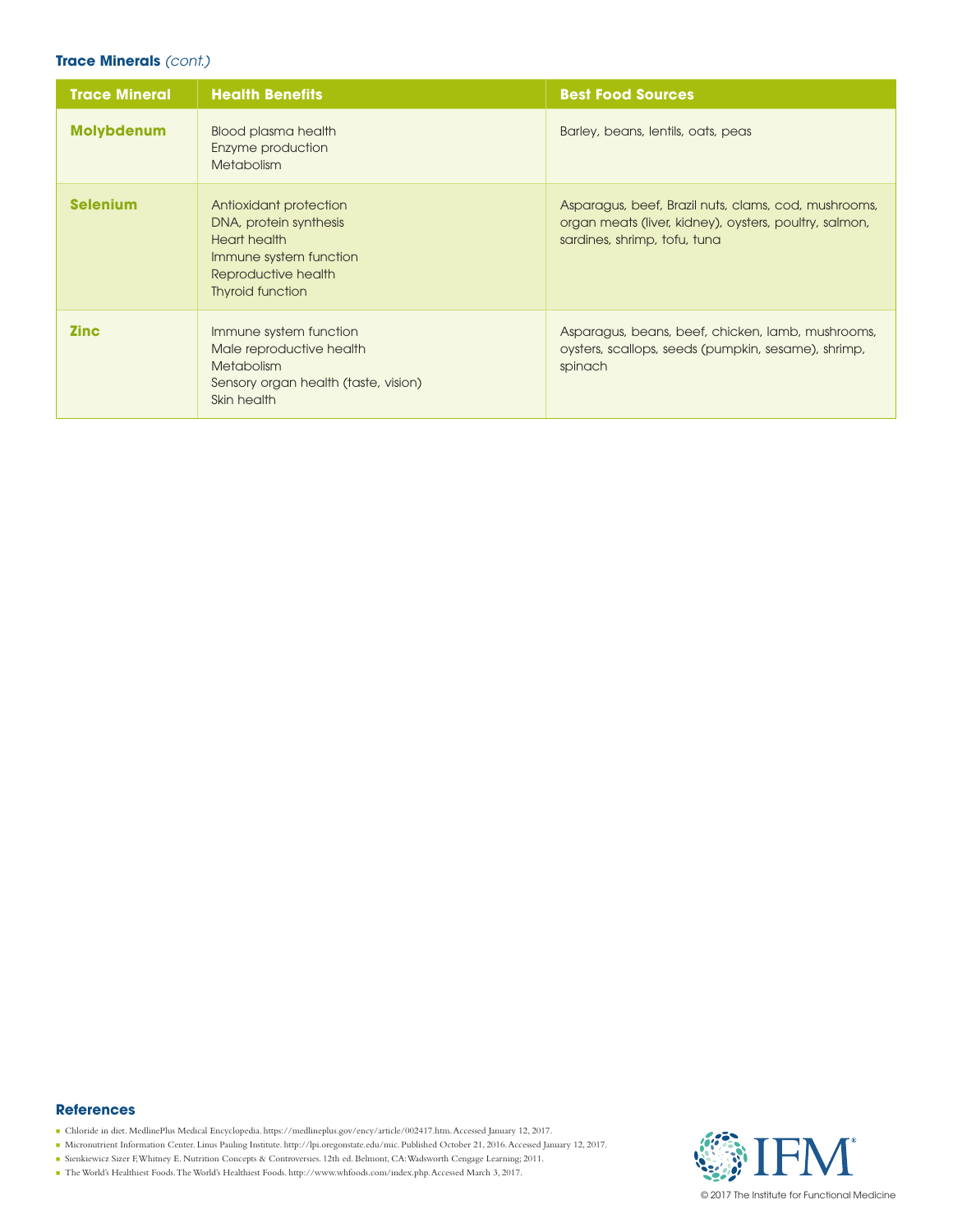## Trace Minerals *(cont.)*

| Trace Mineral | Health Benefits | Best Food Sources |
|---|---|---|
| **Molybdenum** | Blood plasma health<br>Enzyme production<br>Metabolism | Barley, beans, lentils, oats, peas |
| **Selenium** | Antioxidant protection<br>DNA, protein synthesis<br>Heart health<br>Immune system function<br>Reproductive health<br>Thyroid function | Asparagus, beef, Brazil nuts, clams, cod, mushrooms, organ meats (liver, kidney), oysters, poultry, salmon, sardines, shrimp, tofu, tuna |
| **Zinc** | Immune system function<br>Male reproductive health<br>Metabolism<br>Sensory organ health (taste, vision)<br>Skin health | Asparagus, beans, beef, chicken, lamb, mushrooms, oysters, scallops, seeds (pumpkin, sesame), shrimp, spinach |

### References

- Chloride in diet. MedlinePlus Medical Encyclopedia. https://medlineplus.gov/ency/article/002417.htm. Accessed January 12, 2017.
- Micronutrient Information Center. Linus Pauling Institute. http://lpi.oregonstate.edu/mic. Published October 21, 2016. Accessed January 12, 2017.
- Sienkiewicz Sizer F, Whitney E. Nutrition Concepts & Controversies. 12th ed. Belmont, CA: Wadsworth Cengage Learning; 2011.
- The World's Healthiest Foods. The World's Healthiest Foods. http://www.whfoods.com/index.php. Accessed March 3, 2017.

IFM®

© 2017 The Institute for Functional Medicine